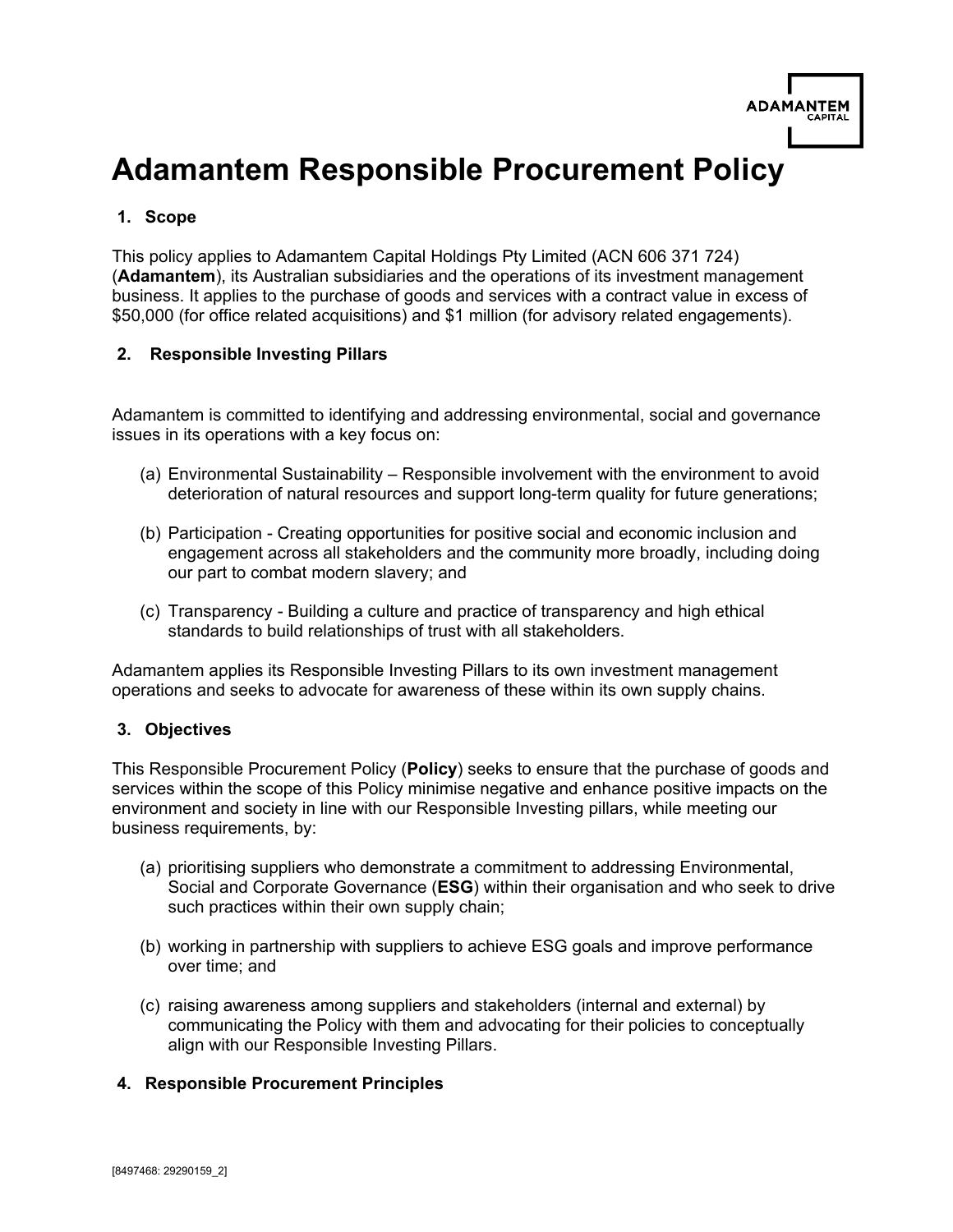# Adamantem Responsible Procurement Policy

## 1. Scope

This policy applies to Adamantem Capital Holdings Pty Limited (ACN 606 371 724) (**Adamantem**), its Australian subsidiaries and the operations of its investment management business. It applies to the purchase of goods and services with a contract value in excess of $50,000 (for office related acquisitions) and $1 million (for advisory related engagements).

## 2. Responsible Investing Pillars

Adamantem is committed to identifying and addressing environmental, social and governance issues in its operations with a key focus on:

(a) Environmental Sustainability – Responsible involvement with the environment to avoid deterioration of natural resources and support long-term quality for future generations;

(b) Participation - Creating opportunities for positive social and economic inclusion and engagement across all stakeholders and the community more broadly, including doing our part to combat modern slavery; and

(c) Transparency - Building a culture and practice of transparency and high ethical standards to build relationships of trust with all stakeholders.

Adamantem applies its Responsible Investing Pillars to its own investment management operations and seeks to advocate for awareness of these within its own supply chains.

## 3. Objectives

This Responsible Procurement Policy (**Policy**) seeks to ensure that the purchase of goods and services within the scope of this Policy minimise negative and enhance positive impacts on the environment and society in line with our Responsible Investing pillars, while meeting our business requirements, by:

(a) prioritising suppliers who demonstrate a commitment to addressing Environmental, Social and Corporate Governance (**ESG**) within their organisation and who seek to drive such practices within their own supply chain;

(b) working in partnership with suppliers to achieve ESG goals and improve performance over time; and

(c) raising awareness among suppliers and stakeholders (internal and external) by communicating the Policy with them and advocating for their policies to conceptually align with our Responsible Investing Pillars.

## 4. Responsible Procurement Principles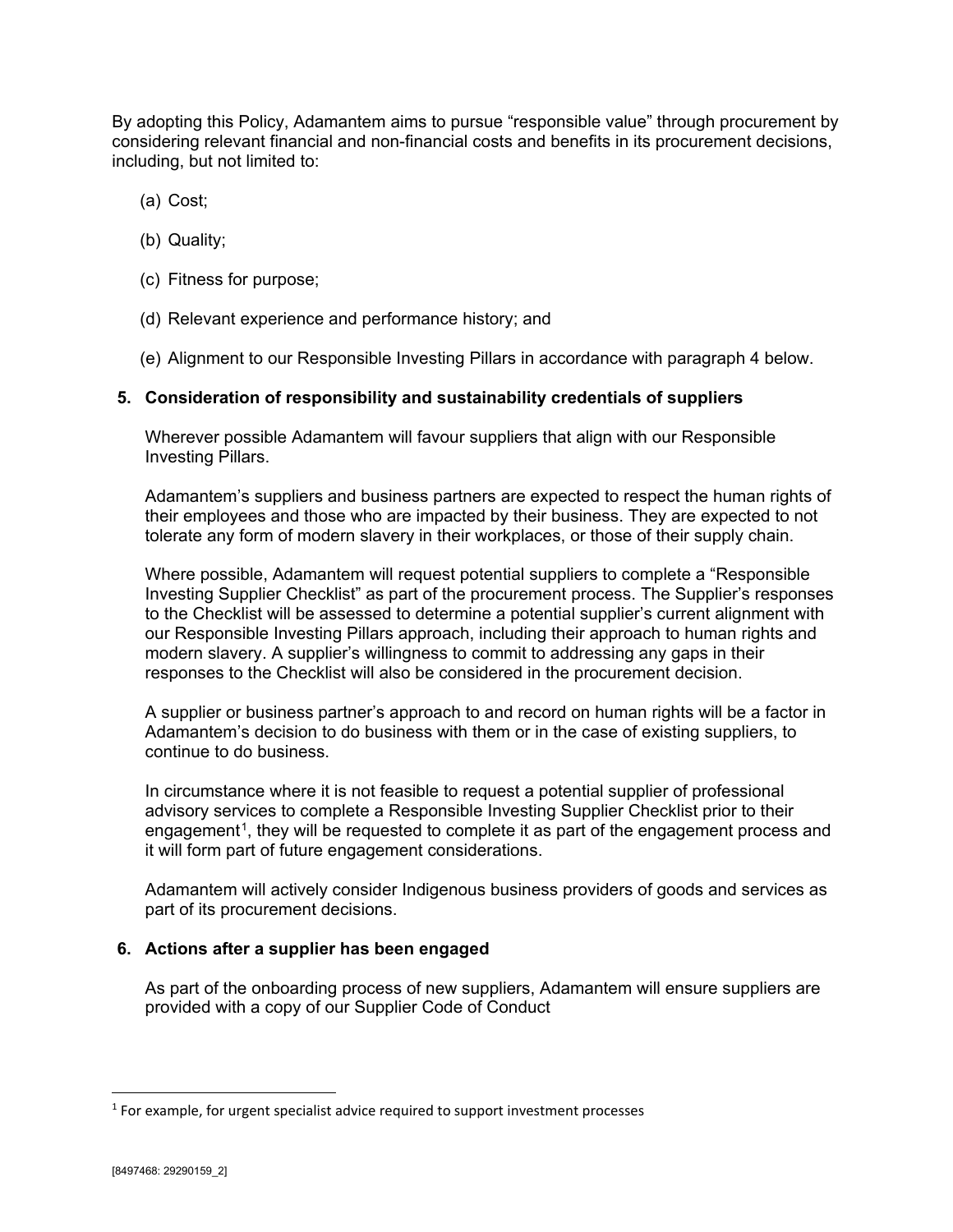By adopting this Policy, Adamantem aims to pursue "responsible value" through procurement by considering relevant financial and non-financial costs and benefits in its procurement decisions, including, but not limited to:

(a) Cost;

(b) Quality;

(c) Fitness for purpose;

(d) Relevant experience and performance history; and

(e) Alignment to our Responsible Investing Pillars in accordance with paragraph 4 below.

## 5. Consideration of responsibility and sustainability credentials of suppliers

Wherever possible Adamantem will favour suppliers that align with our Responsible Investing Pillars.

Adamantem's suppliers and business partners are expected to respect the human rights of their employees and those who are impacted by their business. They are expected to not tolerate any form of modern slavery in their workplaces, or those of their supply chain.

Where possible, Adamantem will request potential suppliers to complete a "Responsible Investing Supplier Checklist" as part of the procurement process. The Supplier's responses to the Checklist will be assessed to determine a potential supplier's current alignment with our Responsible Investing Pillars approach, including their approach to human rights and modern slavery. A supplier's willingness to commit to addressing any gaps in their responses to the Checklist will also be considered in the procurement decision.

A supplier or business partner's approach to and record on human rights will be a factor in Adamantem's decision to do business with them or in the case of existing suppliers, to continue to do business.

In circumstance where it is not feasible to request a potential supplier of professional advisory services to complete a Responsible Investing Supplier Checklist prior to their engagement[1], they will be requested to complete it as part of the engagement process and it will form part of future engagement considerations.

Adamantem will actively consider Indigenous business providers of goods and services as part of its procurement decisions.

## 6. Actions after a supplier has been engaged

As part of the onboarding process of new suppliers, Adamantem will ensure suppliers are provided with a copy of our Supplier Code of Conduct

---

[1] For example, for urgent specialist advice required to support investment processes

[8497468: 29290159_2]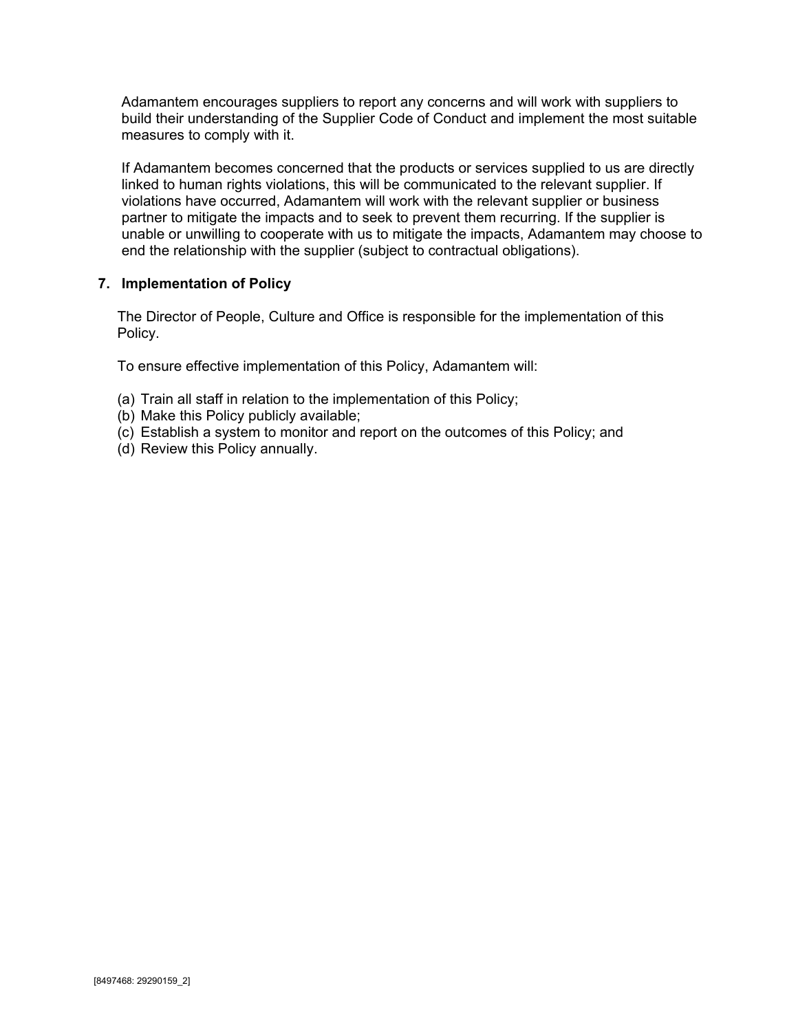Adamantem encourages suppliers to report any concerns and will work with suppliers to build their understanding of the Supplier Code of Conduct and implement the most suitable measures to comply with it.

If Adamantem becomes concerned that the products or services supplied to us are directly linked to human rights violations, this will be communicated to the relevant supplier. If violations have occurred, Adamantem will work with the relevant supplier or business partner to mitigate the impacts and to seek to prevent them recurring. If the supplier is unable or unwilling to cooperate with us to mitigate the impacts, Adamantem may choose to end the relationship with the supplier (subject to contractual obligations).

## 7. Implementation of Policy

The Director of People, Culture and Office is responsible for the implementation of this Policy.

To ensure effective implementation of this Policy, Adamantem will:

(a) Train all staff in relation to the implementation of this Policy;
(b) Make this Policy publicly available;
(c) Establish a system to monitor and report on the outcomes of this Policy; and
(d) Review this Policy annually.

[8497468: 29290159_2]